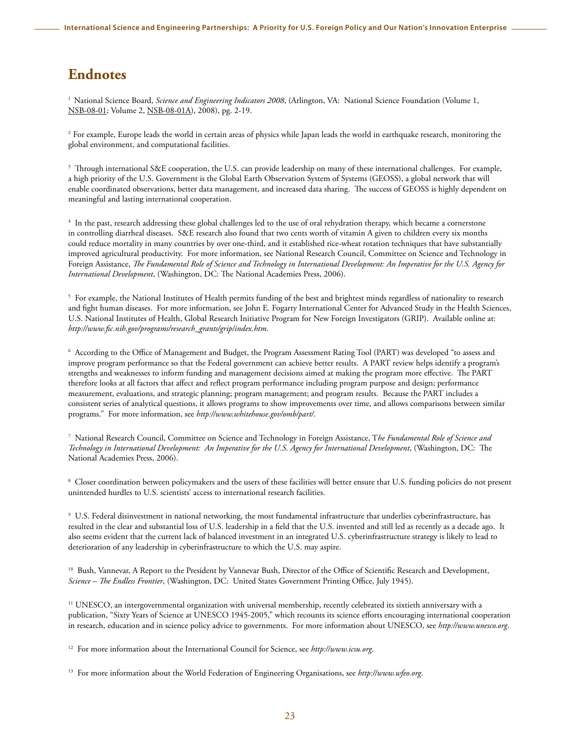# Endnotes

[1] National Science Board, *Science and Engineering Indicators 2008*, (Arlington, VA: National Science Foundation (Volume 1, NSB-08-01; Volume 2, NSB-08-01A), 2008), pg. 2-19.

[2] For example, Europe leads the world in certain areas of physics while Japan leads the world in earthquake research, monitoring the global environment, and computational facilities.

[3] Through international S&E cooperation, the U.S. can provide leadership on many of these international challenges. For example, a high priority of the U.S. Government is the Global Earth Observation System of Systems (GEOSS), a global network that will enable coordinated observations, better data management, and increased data sharing. The success of GEOSS is highly dependent on meaningful and lasting international cooperation.

[4] In the past, research addressing these global challenges led to the use of oral rehydration therapy, which became a cornerstone in controlling diarrheal diseases. S&E research also found that two cents worth of vitamin A given to children every six months could reduce mortality in many countries by over one-third, and it established rice-wheat rotation techniques that have substantially improved agricultural productivity. For more information, see National Research Council, Committee on Science and Technology in Foreign Assistance, *The Fundamental Role of Science and Technology in International Development: An Imperative for the U.S. Agency for International Development*, (Washington, DC: The National Academies Press, 2006).

[5] For example, the National Institutes of Health permits funding of the best and brightest minds regardless of nationality to research and fight human diseases. For more information, see John E. Fogarty International Center for Advanced Study in the Health Sciences, U.S. National Institutes of Health, Global Research Initiative Program for New Foreign Investigators (GRIP). Available online at: *http://www.fic.nih.gov/programs/research_grants/grip/index.htm*.

[6] According to the Office of Management and Budget, the Program Assessment Rating Tool (PART) was developed "to assess and improve program performance so that the Federal government can achieve better results. A PART review helps identify a program's strengths and weaknesses to inform funding and management decisions aimed at making the program more effective. The PART therefore looks at all factors that affect and reflect program performance including program purpose and design; performance measurement, evaluations, and strategic planning; program management; and program results. Because the PART includes a consistent series of analytical questions, it allows programs to show improvements over time, and allows comparisons between similar programs." For more information, see *http://www.whitehouse.gov/omb/part/*.

[7] National Research Council, Committee on Science and Technology in Foreign Assistance, *The Fundamental Role of Science and Technology in International Development: An Imperative for the U.S. Agency for International Development*, (Washington, DC: The National Academies Press, 2006).

[8] Closer coordination between policymakers and the users of these facilities will better ensure that U.S. funding policies do not present unintended hurdles to U.S. scientists' access to international research facilities.

[9] U.S. Federal disinvestment in national networking, the most fundamental infrastructure that underlies cyberinfrastructure, has resulted in the clear and substantial loss of U.S. leadership in a field that the U.S. invented and still led as recently as a decade ago. It also seems evident that the current lack of balanced investment in an integrated U.S. cyberinfrastructure strategy is likely to lead to deterioration of any leadership in cyberinfrastructure to which the U.S. may aspire.

[10] Bush, Vannevar, A Report to the President by Vannevar Bush, Director of the Office of Scientific Research and Development, *Science – The Endless Frontier*, (Washington, DC: United States Government Printing Office, July 1945).

[11] UNESCO, an intergovernmental organization with universal membership, recently celebrated its sixtieth anniversary with a publication, "Sixty Years of Science at UNESCO 1945-2005," which recounts its science efforts encouraging international cooperation in research, education and in science policy advice to governments. For more information about UNESCO, see *http://www.unesco.org*.

[12] For more information about the International Council for Science, see *http://www.icsu.org*.

[13] For more information about the World Federation of Engineering Organisations, see *http://www.wfeo.org*.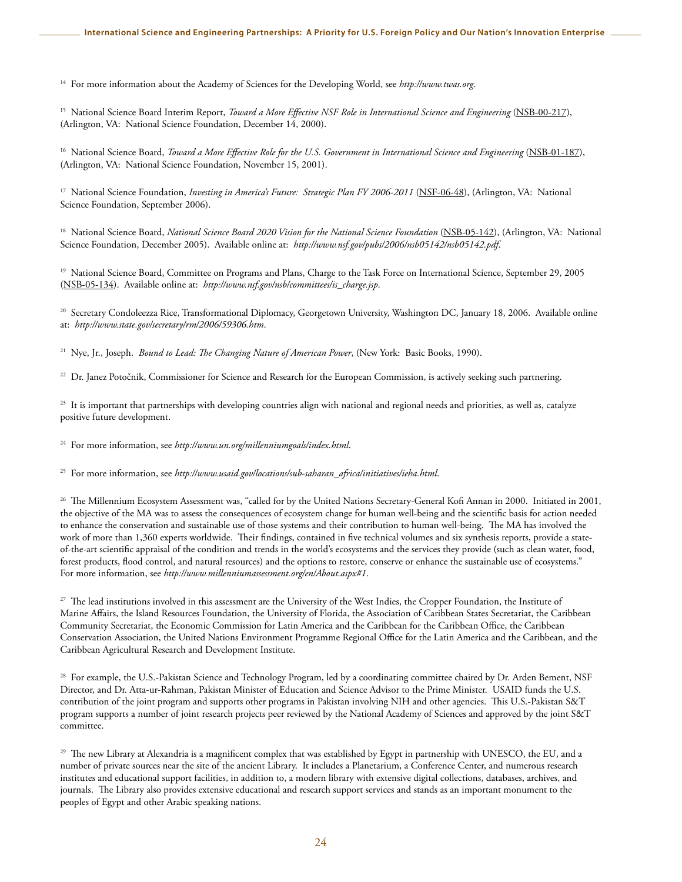[14] For more information about the Academy of Sciences for the Developing World, see *http://www.twas.org*.

[15] National Science Board Interim Report, *Toward a More Effective NSF Role in International Science and Engineering* (NSB-00-217), (Arlington, VA: National Science Foundation, December 14, 2000).

[16] National Science Board, *Toward a More Effective Role for the U.S. Government in International Science and Engineering* (NSB-01-187), (Arlington, VA: National Science Foundation, November 15, 2001).

[17] National Science Foundation, *Investing in America's Future: Strategic Plan FY 2006-2011* (NSF-06-48), (Arlington, VA: National Science Foundation, September 2006).

[18] National Science Board, *National Science Board 2020 Vision for the National Science Foundation* (NSB-05-142), (Arlington, VA: National Science Foundation, December 2005). Available online at: *http://www.nsf.gov/pubs/2006/nsb05142/nsb05142.pdf*.

[19] National Science Board, Committee on Programs and Plans, Charge to the Task Force on International Science, September 29, 2005 (NSB-05-134). Available online at: *http://www.nsf.gov/nsb/committees/is_charge.jsp*.

[20] Secretary Condoleezza Rice, Transformational Diplomacy, Georgetown University, Washington DC, January 18, 2006. Available online at: *http://www.state.gov/secretary/rm/2006/59306.htm*.

[21] Nye, Jr., Joseph. *Bound to Lead: The Changing Nature of American Power*, (New York: Basic Books, 1990).

[22] Dr. Janez Potočnik, Commissioner for Science and Research for the European Commission, is actively seeking such partnering.

[23] It is important that partnerships with developing countries align with national and regional needs and priorities, as well as, catalyze positive future development.

[24] For more information, see *http://www.un.org/millenniumgoals/index.html*.

[25] For more information, see *http://www.usaid.gov/locations/sub-saharan_africa/initiatives/ieha.html*.

[26] The Millennium Ecosystem Assessment was, "called for by the United Nations Secretary-General Kofi Annan in 2000. Initiated in 2001, the objective of the MA was to assess the consequences of ecosystem change for human well-being and the scientific basis for action needed to enhance the conservation and sustainable use of those systems and their contribution to human well-being. The MA has involved the work of more than 1,360 experts worldwide. Their findings, contained in five technical volumes and six synthesis reports, provide a state-of-the-art scientific appraisal of the condition and trends in the world's ecosystems and the services they provide (such as clean water, food, forest products, flood control, and natural resources) and the options to restore, conserve or enhance the sustainable use of ecosystems." For more information, see *http://www.millenniumassessment.org/en/About.aspx#1*.

[27] The lead institutions involved in this assessment are the University of the West Indies, the Cropper Foundation, the Institute of Marine Affairs, the Island Resources Foundation, the University of Florida, the Association of Caribbean States Secretariat, the Caribbean Community Secretariat, the Economic Commission for Latin America and the Caribbean for the Caribbean Office, the Caribbean Conservation Association, the United Nations Environment Programme Regional Office for the Latin America and the Caribbean, and the Caribbean Agricultural Research and Development Institute.

[28] For example, the U.S.-Pakistan Science and Technology Program, led by a coordinating committee chaired by Dr. Arden Bement, NSF Director, and Dr. Atta-ur-Rahman, Pakistan Minister of Education and Science Advisor to the Prime Minister. USAID funds the U.S. contribution of the joint program and supports other programs in Pakistan involving NIH and other agencies. This U.S.-Pakistan S&T program supports a number of joint research projects peer reviewed by the National Academy of Sciences and approved by the joint S&T committee.

[29] The new Library at Alexandria is a magnificent complex that was established by Egypt in partnership with UNESCO, the EU, and a number of private sources near the site of the ancient Library. It includes a Planetarium, a Conference Center, and numerous research institutes and educational support facilities, in addition to, a modern library with extensive digital collections, databases, archives, and journals. The Library also provides extensive educational and research support services and stands as an important monument to the peoples of Egypt and other Arabic speaking nations.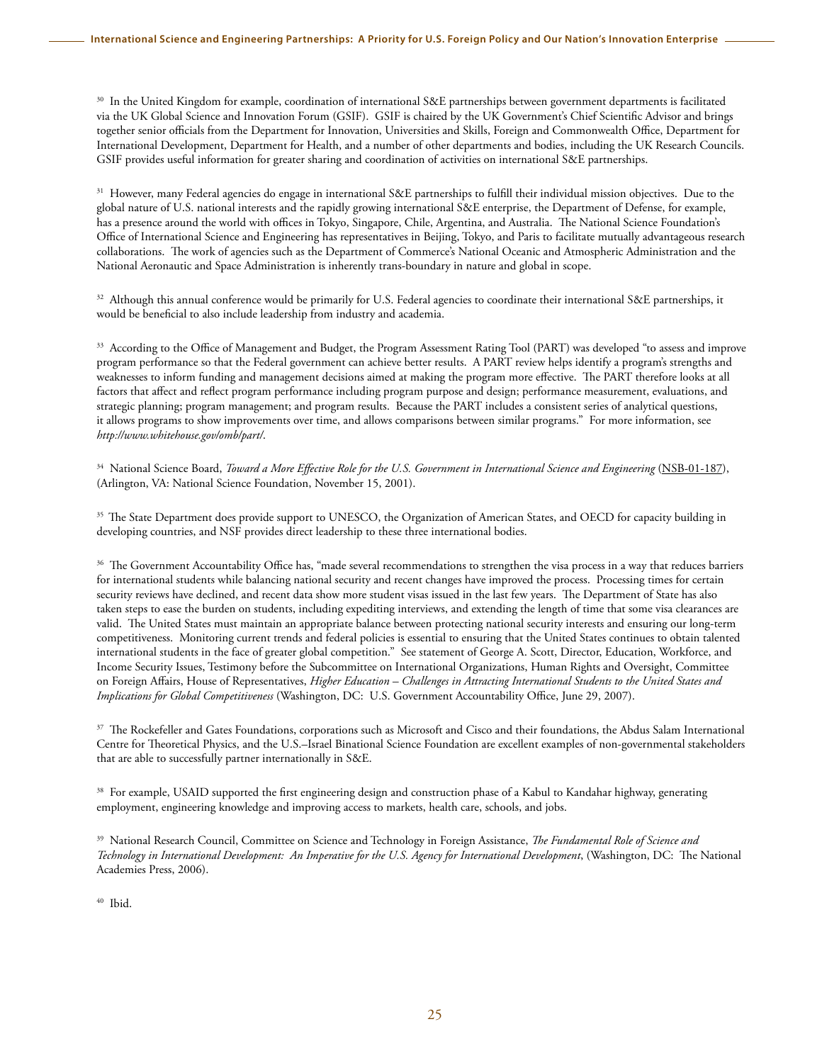[30] In the United Kingdom for example, coordination of international S&E partnerships between government departments is facilitated via the UK Global Science and Innovation Forum (GSIF). GSIF is chaired by the UK Government's Chief Scientific Advisor and brings together senior officials from the Department for Innovation, Universities and Skills, Foreign and Commonwealth Office, Department for International Development, Department for Health, and a number of other departments and bodies, including the UK Research Councils. GSIF provides useful information for greater sharing and coordination of activities on international S&E partnerships.

[31] However, many Federal agencies do engage in international S&E partnerships to fulfill their individual mission objectives. Due to the global nature of U.S. national interests and the rapidly growing international S&E enterprise, the Department of Defense, for example, has a presence around the world with offices in Tokyo, Singapore, Chile, Argentina, and Australia. The National Science Foundation's Office of International Science and Engineering has representatives in Beijing, Tokyo, and Paris to facilitate mutually advantageous research collaborations. The work of agencies such as the Department of Commerce's National Oceanic and Atmospheric Administration and the National Aeronautic and Space Administration is inherently trans-boundary in nature and global in scope.

[32] Although this annual conference would be primarily for U.S. Federal agencies to coordinate their international S&E partnerships, it would be beneficial to also include leadership from industry and academia.

[33] According to the Office of Management and Budget, the Program Assessment Rating Tool (PART) was developed "to assess and improve program performance so that the Federal government can achieve better results. A PART review helps identify a program's strengths and weaknesses to inform funding and management decisions aimed at making the program more effective. The PART therefore looks at all factors that affect and reflect program performance including program purpose and design; performance measurement, evaluations, and strategic planning; program management; and program results. Because the PART includes a consistent series of analytical questions, it allows programs to show improvements over time, and allows comparisons between similar programs." For more information, see *http://www.whitehouse.gov/omb/part/*.

[34] National Science Board, *Toward a More Effective Role for the U.S. Government in International Science and Engineering* (NSB-01-187), (Arlington, VA: National Science Foundation, November 15, 2001).

[35] The State Department does provide support to UNESCO, the Organization of American States, and OECD for capacity building in developing countries, and NSF provides direct leadership to these three international bodies.

[36] The Government Accountability Office has, "made several recommendations to strengthen the visa process in a way that reduces barriers for international students while balancing national security and recent changes have improved the process. Processing times for certain security reviews have declined, and recent data show more student visas issued in the last few years. The Department of State has also taken steps to ease the burden on students, including expediting interviews, and extending the length of time that some visa clearances are valid. The United States must maintain an appropriate balance between protecting national security interests and ensuring our long-term competitiveness. Monitoring current trends and federal policies is essential to ensuring that the United States continues to obtain talented international students in the face of greater global competition." See statement of George A. Scott, Director, Education, Workforce, and Income Security Issues, Testimony before the Subcommittee on International Organizations, Human Rights and Oversight, Committee on Foreign Affairs, House of Representatives, *Higher Education – Challenges in Attracting International Students to the United States and Implications for Global Competitiveness* (Washington, DC: U.S. Government Accountability Office, June 29, 2007).

[37] The Rockefeller and Gates Foundations, corporations such as Microsoft and Cisco and their foundations, the Abdus Salam International Centre for Theoretical Physics, and the U.S.–Israel Binational Science Foundation are excellent examples of non-governmental stakeholders that are able to successfully partner internationally in S&E.

[38] For example, USAID supported the first engineering design and construction phase of a Kabul to Kandahar highway, generating employment, engineering knowledge and improving access to markets, health care, schools, and jobs.

[39] National Research Council, Committee on Science and Technology in Foreign Assistance, *The Fundamental Role of Science and Technology in International Development: An Imperative for the U.S. Agency for International Development*, (Washington, DC: The National Academies Press, 2006).

[40] Ibid.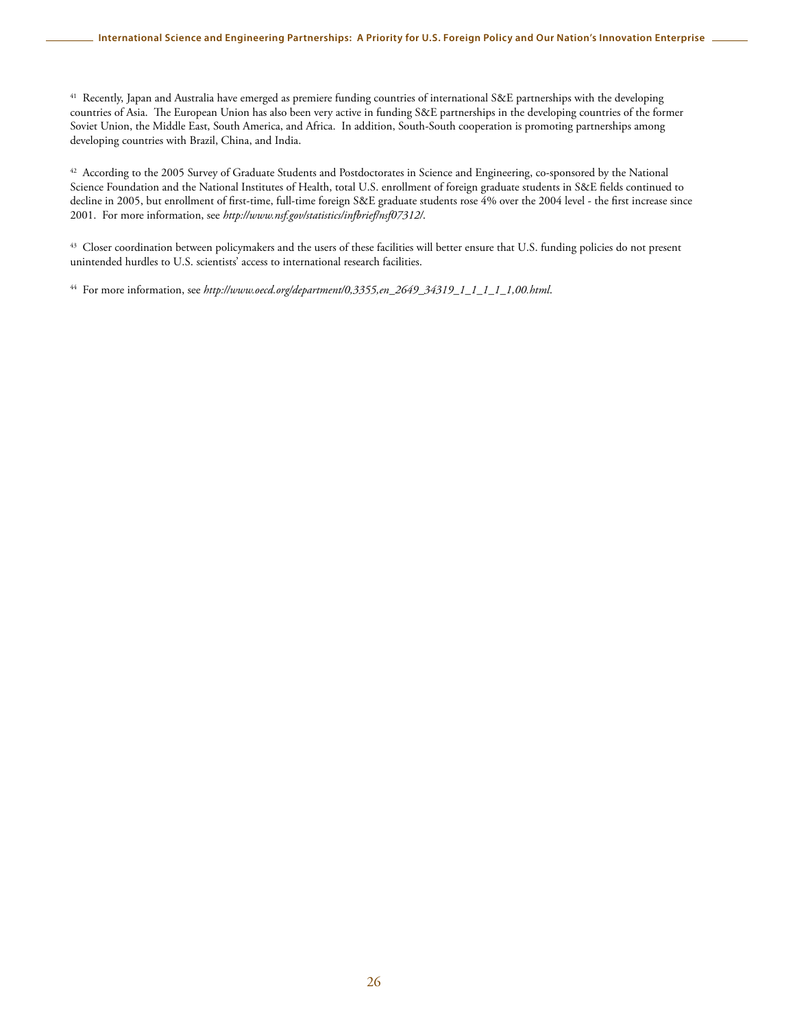[41] Recently, Japan and Australia have emerged as premiere funding countries of international S&E partnerships with the developing countries of Asia. The European Union has also been very active in funding S&E partnerships in the developing countries of the former Soviet Union, the Middle East, South America, and Africa. In addition, South-South cooperation is promoting partnerships among developing countries with Brazil, China, and India.

[42] According to the 2005 Survey of Graduate Students and Postdoctorates in Science and Engineering, co-sponsored by the National Science Foundation and the National Institutes of Health, total U.S. enrollment of foreign graduate students in S&E fields continued to decline in 2005, but enrollment of first-time, full-time foreign S&E graduate students rose 4% over the 2004 level - the first increase since 2001. For more information, see *http://www.nsf.gov/statistics/infbrief/nsf07312/*.

[43] Closer coordination between policymakers and the users of these facilities will better ensure that U.S. funding policies do not present unintended hurdles to U.S. scientists' access to international research facilities.

[44] For more information, see *http://www.oecd.org/department/0,3355,en_2649_34319_1_1_1_1_1,00.html*.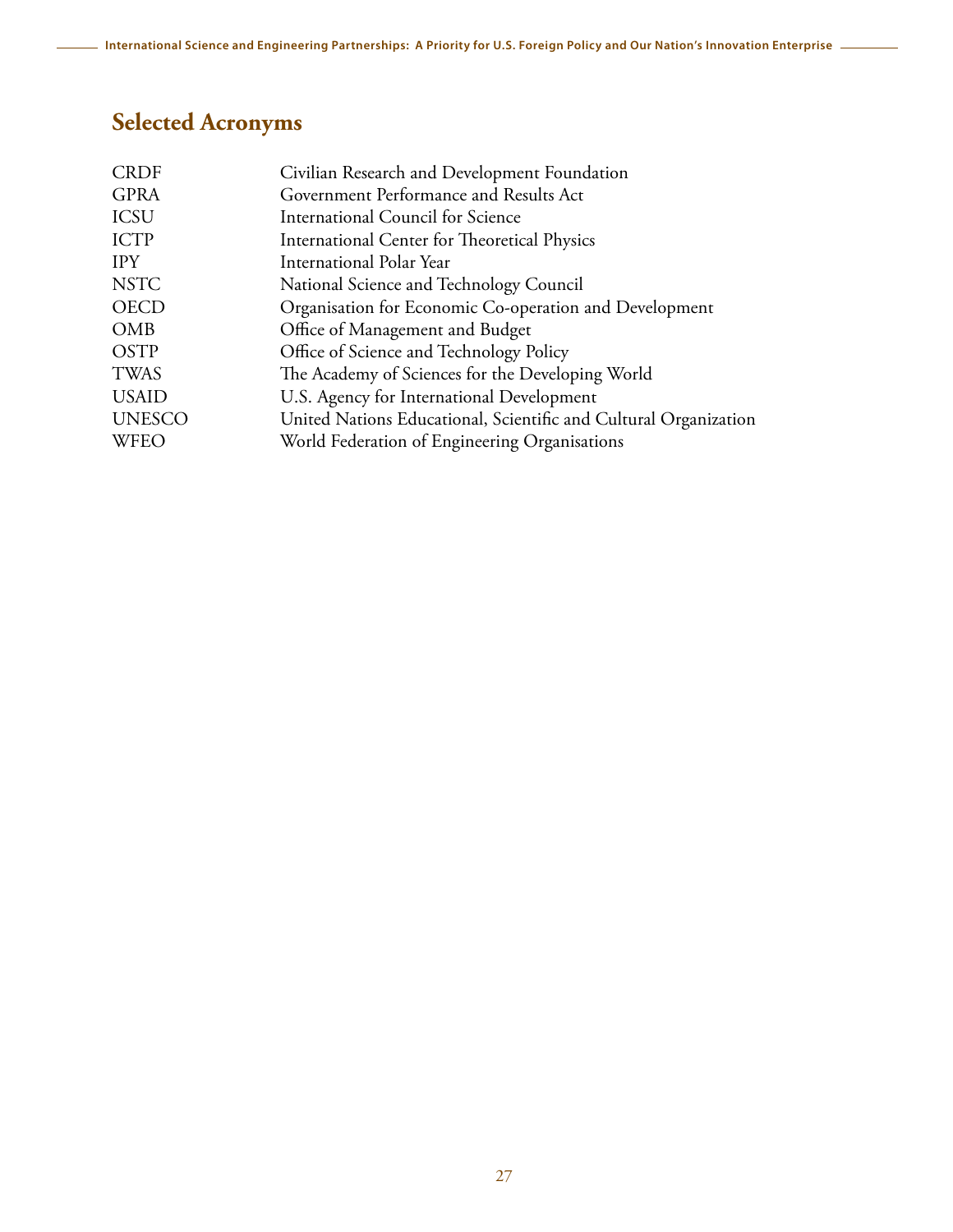## Selected Acronyms

| | |
|---|---|
| CRDF | Civilian Research and Development Foundation |
| GPRA | Government Performance and Results Act |
| ICSU | International Council for Science |
| ICTP | International Center for Theoretical Physics |
| IPY | International Polar Year |
| NSTC | National Science and Technology Council |
| OECD | Organisation for Economic Co-operation and Development |
| OMB | Office of Management and Budget |
| OSTP | Office of Science and Technology Policy |
| TWAS | The Academy of Sciences for the Developing World |
| USAID | U.S. Agency for International Development |
| UNESCO | United Nations Educational, Scientific and Cultural Organization |
| WFEO | World Federation of Engineering Organisations |